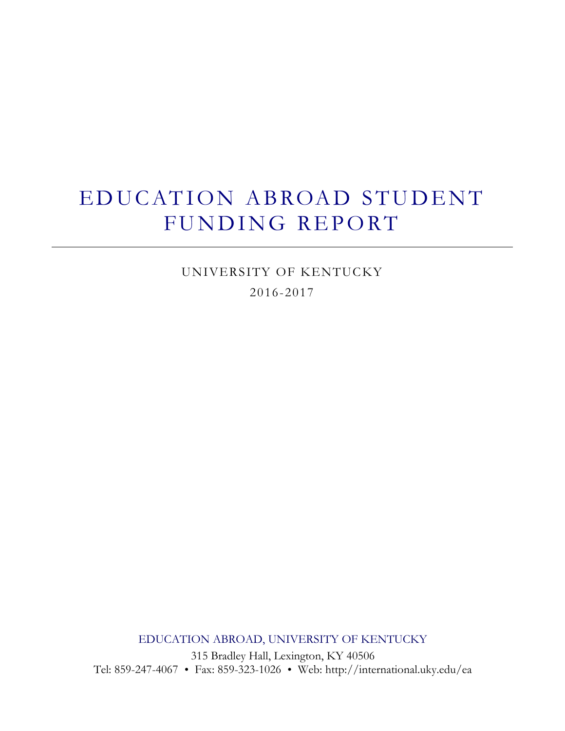# EDUCATION ABROAD STUDENT FUNDING REPORT

---

UNIVERSITY OF KENTUCKY

2016-2017

EDUCATION ABROAD, UNIVERSITY OF KENTUCKY

315 Bradley Hall, Lexington, KY 40506

Tel: 859-247-4067 • Fax: 859-323-1026 • Web: http://international.uky.edu/ea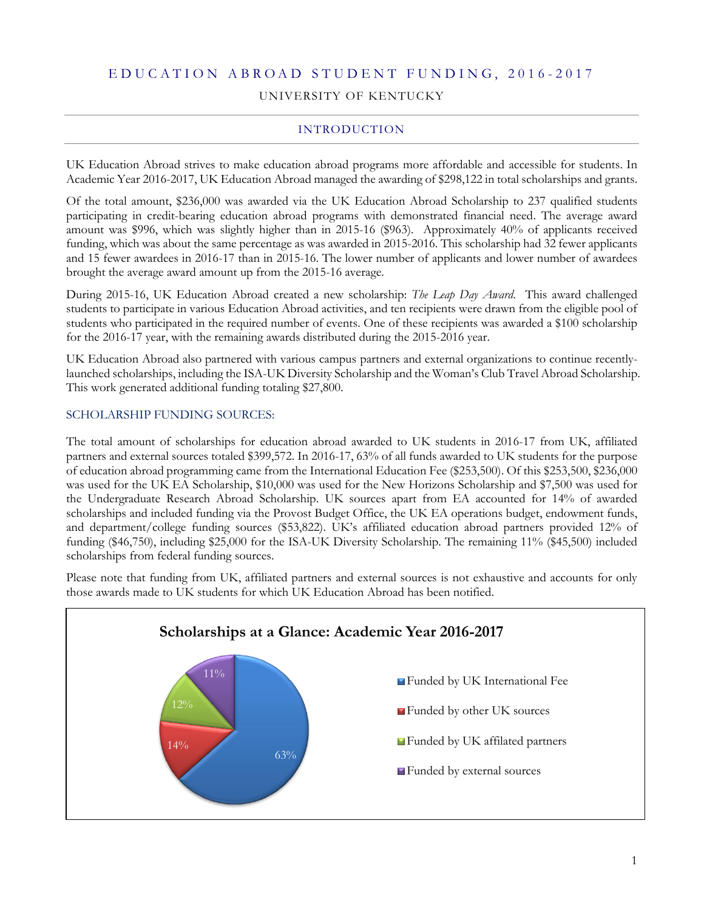# EDUCATION ABROAD STUDENT FUNDING, 2016-2017

UNIVERSITY OF KENTUCKY

## INTRODUCTION

UK Education Abroad strives to make education abroad programs more affordable and accessible for students. In Academic Year 2016-2017, UK Education Abroad managed the awarding of $298,122 in total scholarships and grants.

Of the total amount, $236,000 was awarded via the UK Education Abroad Scholarship to 237 qualified students participating in credit-bearing education abroad programs with demonstrated financial need. The average award amount was $996, which was slightly higher than in 2015-16 ($963). Approximately 40% of applicants received funding, which was about the same percentage as was awarded in 2015-2016. This scholarship had 32 fewer applicants and 15 fewer awardees in 2016-17 than in 2015-16. The lower number of applicants and lower number of awardees brought the average award amount up from the 2015-16 average.

During 2015-16, UK Education Abroad created a new scholarship: *The Leap Day Award*. This award challenged students to participate in various Education Abroad activities, and ten recipients were drawn from the eligible pool of students who participated in the required number of events. One of these recipients was awarded a $100 scholarship for the 2016-17 year, with the remaining awards distributed during the 2015-2016 year.

UK Education Abroad also partnered with various campus partners and external organizations to continue recently-launched scholarships, including the ISA-UK Diversity Scholarship and the Woman's Club Travel Abroad Scholarship. This work generated additional funding totaling $27,800.

### SCHOLARSHIP FUNDING SOURCES:

The total amount of scholarships for education abroad awarded to UK students in 2016-17 from UK, affiliated partners and external sources totaled $399,572. In 2016-17, 63% of all funds awarded to UK students for the purpose of education abroad programming came from the International Education Fee ($253,500). Of this $253,500, $236,000 was used for the UK EA Scholarship, $10,000 was used for the New Horizons Scholarship and $7,500 was used for the Undergraduate Research Abroad Scholarship. UK sources apart from EA accounted for 14% of awarded scholarships and included funding via the Provost Budget Office, the UK EA operations budget, endowment funds, and department/college funding sources ($53,822). UK's affiliated education abroad partners provided 12% of funding ($46,750), including $25,000 for the ISA-UK Diversity Scholarship. The remaining 11% ($45,500) included scholarships from federal funding sources.

Please note that funding from UK, affiliated partners and external sources is not exhaustive and accounts for only those awards made to UK students for which UK Education Abroad has been notified.

**Scholarships at a Glance: Academic Year 2016-2017**

| Source | Share |
|---|---|
| Funded by UK International Fee | 63% |
| Funded by other UK sources | 14% |
| Funded by UK affilated partners | 12% |
| Funded by external sources | 11% |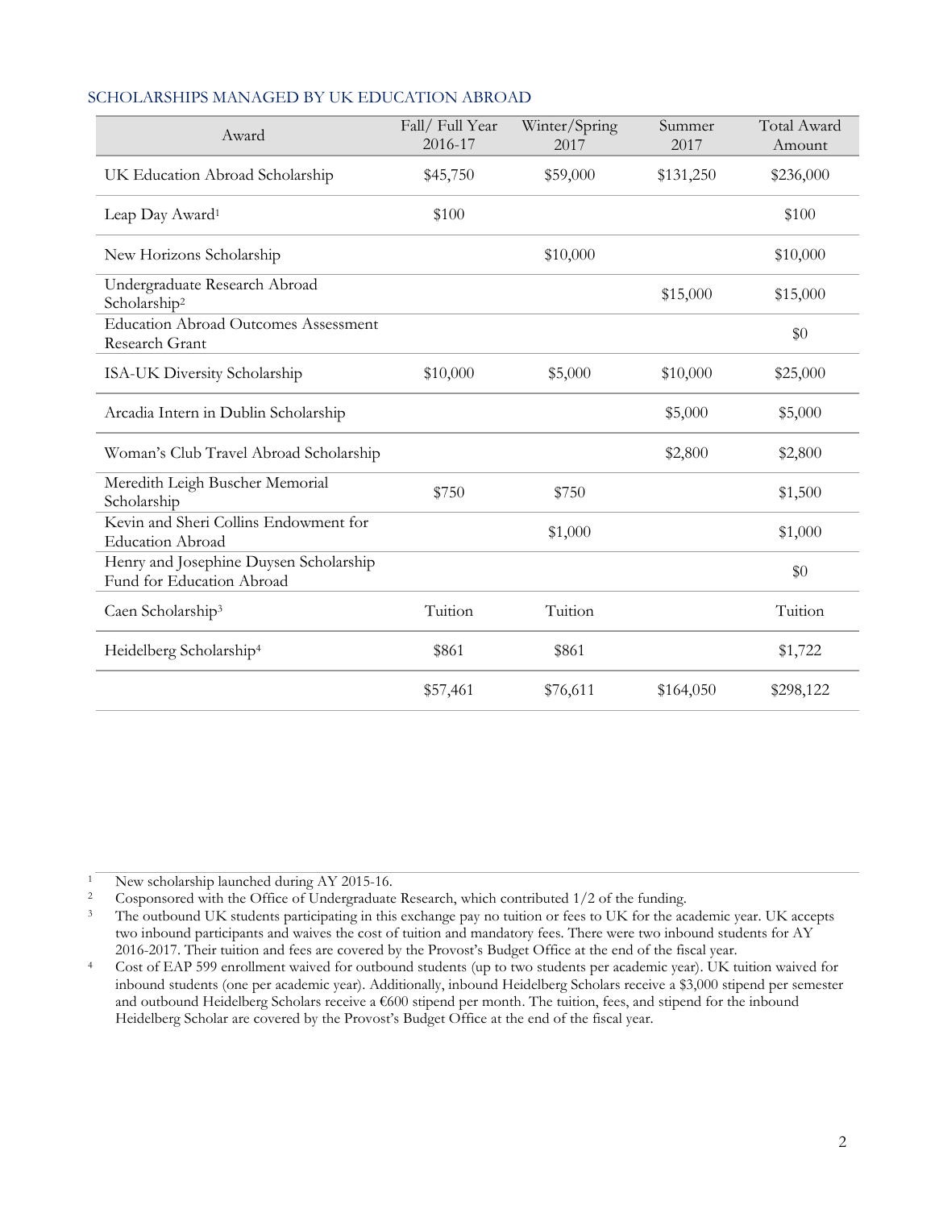## SCHOLARSHIPS MANAGED BY UK EDUCATION ABROAD

| Award | Fall/ Full Year 2016-17 | Winter/Spring 2017 | Summer 2017 | Total Award Amount |
|---|---|---|---|---|
| UK Education Abroad Scholarship | $45,750 | $59,000 | $131,250 | $236,000 |
| Leap Day Award[1] | $100 | | | $100 |
| New Horizons Scholarship | | $10,000 | | $10,000 |
| Undergraduate Research Abroad Scholarship[2] | | | $15,000 | $15,000 |
| Education Abroad Outcomes Assessment Research Grant | | | | $0 |
| ISA-UK Diversity Scholarship | $10,000 | $5,000 | $10,000 | $25,000 |
| Arcadia Intern in Dublin Scholarship | | | $5,000 | $5,000 |
| Woman's Club Travel Abroad Scholarship | | | $2,800 | $2,800 |
| Meredith Leigh Buscher Memorial Scholarship | $750 | $750 | | $1,500 |
| Kevin and Sheri Collins Endowment for Education Abroad | | $1,000 | | $1,000 |
| Henry and Josephine Duysen Scholarship Fund for Education Abroad | | | | $0 |
| Caen Scholarship[3] | Tuition | Tuition | | Tuition |
| Heidelberg Scholarship[4] | $861 | $861 | | $1,722 |
| | $57,461 | $76,611 | $164,050 | $298,122 |

---

1. New scholarship launched during AY 2015-16.
2. Cosponsored with the Office of Undergraduate Research, which contributed 1/2 of the funding.
3. The outbound UK students participating in this exchange pay no tuition or fees to UK for the academic year. UK accepts two inbound participants and waives the cost of tuition and mandatory fees. There were two inbound students for AY 2016-2017. Their tuition and fees are covered by the Provost's Budget Office at the end of the fiscal year.
4. Cost of EAP 599 enrollment waived for outbound students (up to two students per academic year). UK tuition waived for inbound students (one per academic year). Additionally, inbound Heidelberg Scholars receive a $3,000 stipend per semester and outbound Heidelberg Scholars receive a €600 stipend per month. The tuition, fees, and stipend for the inbound Heidelberg Scholar are covered by the Provost's Budget Office at the end of the fiscal year.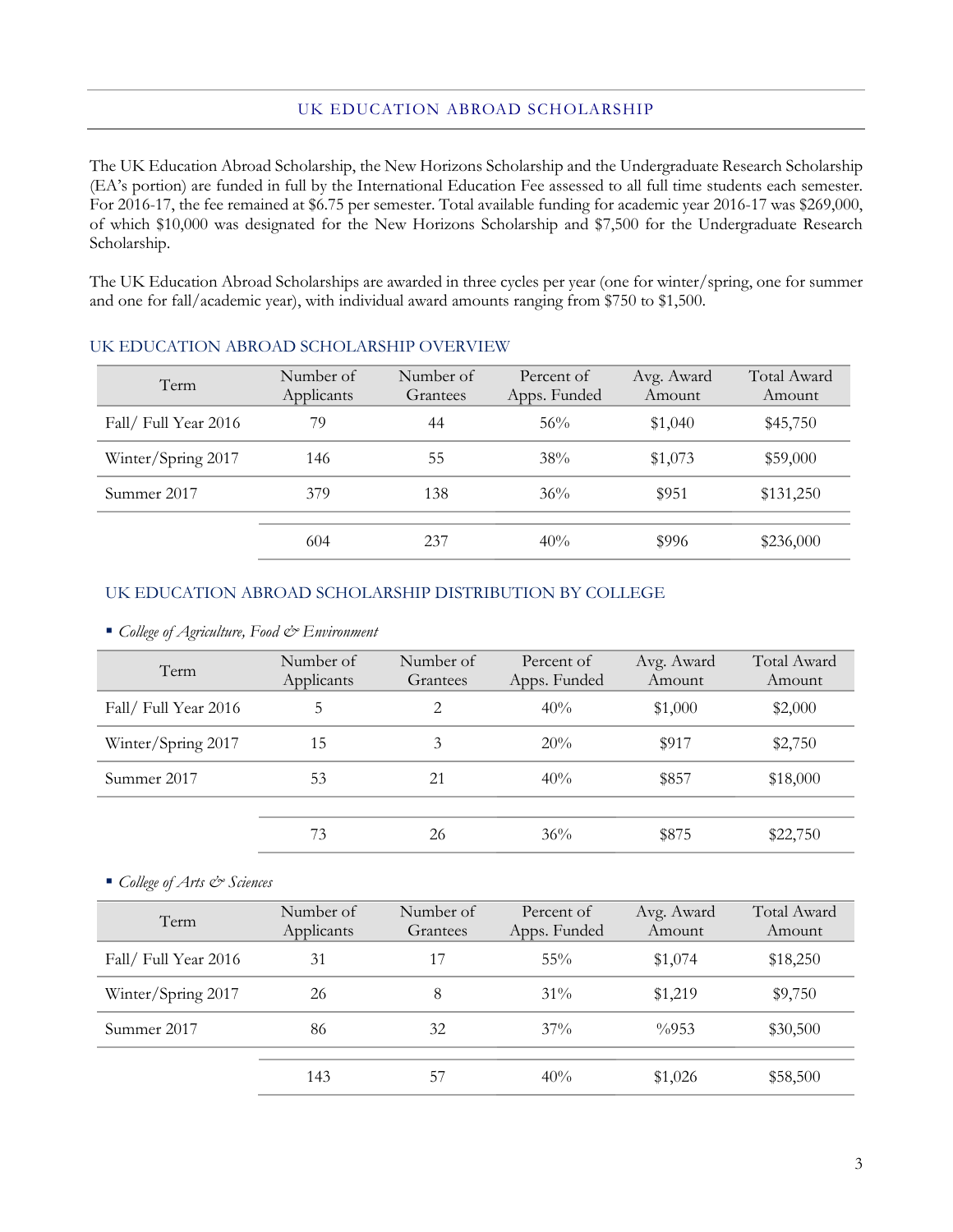## UK EDUCATION ABROAD SCHOLARSHIP

The UK Education Abroad Scholarship, the New Horizons Scholarship and the Undergraduate Research Scholarship (EA's portion) are funded in full by the International Education Fee assessed to all full time students each semester. For 2016-17, the fee remained at $6.75 per semester. Total available funding for academic year 2016-17 was $269,000, of which $10,000 was designated for the New Horizons Scholarship and $7,500 for the Undergraduate Research Scholarship.

The UK Education Abroad Scholarships are awarded in three cycles per year (one for winter/spring, one for summer and one for fall/academic year), with individual award amounts ranging from $750 to $1,500.

### UK EDUCATION ABROAD SCHOLARSHIP OVERVIEW

| Term | Number of Applicants | Number of Grantees | Percent of Apps. Funded | Avg. Award Amount | Total Award Amount |
|---|---|---|---|---|---|
| Fall/ Full Year 2016 | 79 | 44 | 56% | $1,040 | $45,750 |
| Winter/Spring 2017 | 146 | 55 | 38% | $1,073 | $59,000 |
| Summer 2017 | 379 | 138 | 36% | $951 | $131,250 |
| | 604 | 237 | 40% | $996 | $236,000 |

### UK EDUCATION ABROAD SCHOLARSHIP DISTRIBUTION BY COLLEGE

- *College of Agriculture, Food & Environment*

| Term | Number of Applicants | Number of Grantees | Percent of Apps. Funded | Avg. Award Amount | Total Award Amount |
|---|---|---|---|---|---|
| Fall/ Full Year 2016 | 5 | 2 | 40% | $1,000 | $2,000 |
| Winter/Spring 2017 | 15 | 3 | 20% | $917 | $2,750 |
| Summer 2017 | 53 | 21 | 40% | $857 | $18,000 |
| | 73 | 26 | 36% | $875 | $22,750 |

- *College of Arts & Sciences*

| Term | Number of Applicants | Number of Grantees | Percent of Apps. Funded | Avg. Award Amount | Total Award Amount |
|---|---|---|---|---|---|
| Fall/ Full Year 2016 | 31 | 17 | 55% | $1,074 | $18,250 |
| Winter/Spring 2017 | 26 | 8 | 31% | $1,219 | $9,750 |
| Summer 2017 | 86 | 32 | 37% | %953 | $30,500 |
| | 143 | 57 | 40% | $1,026 | $58,500 |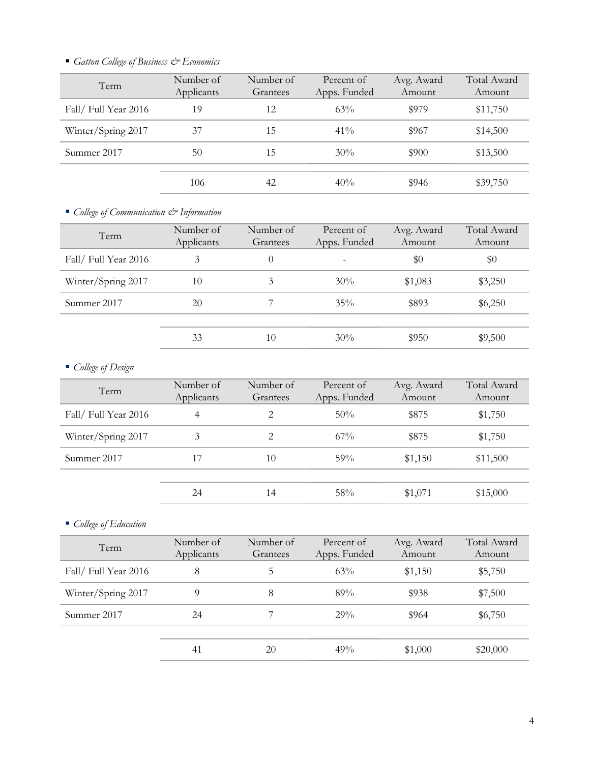- *Gatton College of Business & Economics*

| Term | Number of Applicants | Number of Grantees | Percent of Apps. Funded | Avg. Award Amount | Total Award Amount |
|---|---|---|---|---|---|
| Fall/ Full Year 2016 | 19 | 12 | 63% | $979 | $11,750 |
| Winter/Spring 2017 | 37 | 15 | 41% | $967 | $14,500 |
| Summer 2017 | 50 | 15 | 30% | $900 | $13,500 |
| | 106 | 42 | 40% | $946 | $39,750 |

- *College of Communication & Information*

| Term | Number of Applicants | Number of Grantees | Percent of Apps. Funded | Avg. Award Amount | Total Award Amount |
|---|---|---|---|---|---|
| Fall/ Full Year 2016 | 3 | 0 | - | $0 | $0 |
| Winter/Spring 2017 | 10 | 3 | 30% | $1,083 | $3,250 |
| Summer 2017 | 20 | 7 | 35% | $893 | $6,250 |
| | 33 | 10 | 30% | $950 | $9,500 |

- *College of Design*

| Term | Number of Applicants | Number of Grantees | Percent of Apps. Funded | Avg. Award Amount | Total Award Amount |
|---|---|---|---|---|---|
| Fall/ Full Year 2016 | 4 | 2 | 50% | $875 | $1,750 |
| Winter/Spring 2017 | 3 | 2 | 67% | $875 | $1,750 |
| Summer 2017 | 17 | 10 | 59% | $1,150 | $11,500 |
| | 24 | 14 | 58% | $1,071 | $15,000 |

- *College of Education*

| Term | Number of Applicants | Number of Grantees | Percent of Apps. Funded | Avg. Award Amount | Total Award Amount |
|---|---|---|---|---|---|
| Fall/ Full Year 2016 | 8 | 5 | 63% | $1,150 | $5,750 |
| Winter/Spring 2017 | 9 | 8 | 89% | $938 | $7,500 |
| Summer 2017 | 24 | 7 | 29% | $964 | $6,750 |
| | 41 | 20 | 49% | $1,000 | $20,000 |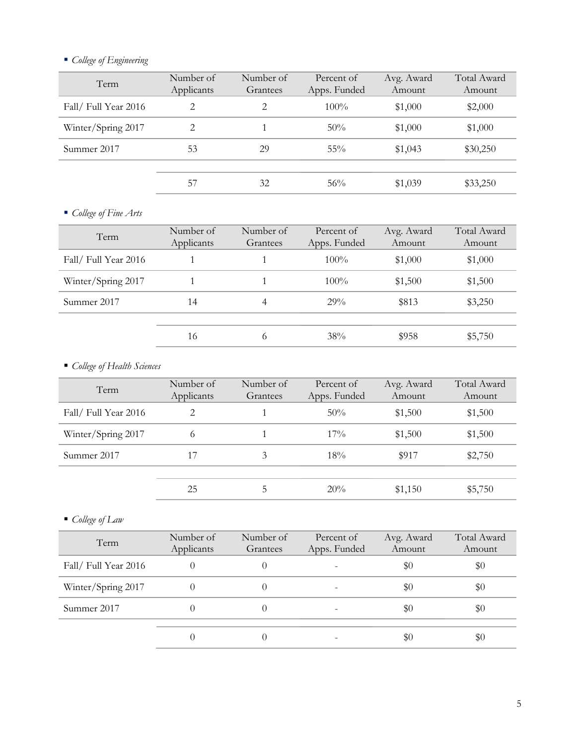- *College of Engineering*

| Term | Number of Applicants | Number of Grantees | Percent of Apps. Funded | Avg. Award Amount | Total Award Amount |
|---|---|---|---|---|---|
| Fall/ Full Year 2016 | 2 | 2 | 100% | $1,000 | $2,000 |
| Winter/Spring 2017 | 2 | 1 | 50% | $1,000 | $1,000 |
| Summer 2017 | 53 | 29 | 55% | $1,043 | $30,250 |
| | 57 | 32 | 56% | $1,039 | $33,250 |

- *College of Fine Arts*

| Term | Number of Applicants | Number of Grantees | Percent of Apps. Funded | Avg. Award Amount | Total Award Amount |
|---|---|---|---|---|---|
| Fall/ Full Year 2016 | 1 | 1 | 100% | $1,000 | $1,000 |
| Winter/Spring 2017 | 1 | 1 | 100% | $1,500 | $1,500 |
| Summer 2017 | 14 | 4 | 29% | $813 | $3,250 |
| | 16 | 6 | 38% | $958 | $5,750 |

- *College of Health Sciences*

| Term | Number of Applicants | Number of Grantees | Percent of Apps. Funded | Avg. Award Amount | Total Award Amount |
|---|---|---|---|---|---|
| Fall/ Full Year 2016 | 2 | 1 | 50% | $1,500 | $1,500 |
| Winter/Spring 2017 | 6 | 1 | 17% | $1,500 | $1,500 |
| Summer 2017 | 17 | 3 | 18% | $917 | $2,750 |
| | 25 | 5 | 20% | $1,150 | $5,750 |

- *College of Law*

| Term | Number of Applicants | Number of Grantees | Percent of Apps. Funded | Avg. Award Amount | Total Award Amount |
|---|---|---|---|---|---|
| Fall/ Full Year 2016 | 0 | 0 | - | $0 | $0 |
| Winter/Spring 2017 | 0 | 0 | - | $0 | $0 |
| Summer 2017 | 0 | 0 | - | $0 | $0 |
| | 0 | 0 | - | $0 | $0 |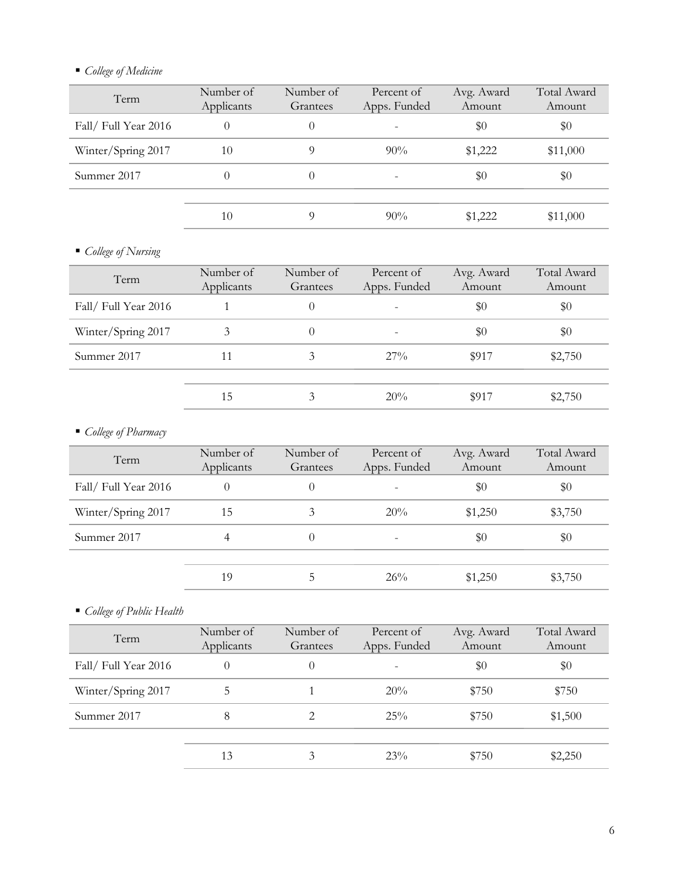- *College of Medicine*

| Term | Number of Applicants | Number of Grantees | Percent of Apps. Funded | Avg. Award Amount | Total Award Amount |
|---|---|---|---|---|---|
| Fall/ Full Year 2016 | 0 | 0 | - | $0 | $0 |
| Winter/Spring 2017 | 10 | 9 | 90% | $1,222 | $11,000 |
| Summer 2017 | 0 | 0 | - | $0 | $0 |
| | 10 | 9 | 90% | $1,222 | $11,000 |

- *College of Nursing*

| Term | Number of Applicants | Number of Grantees | Percent of Apps. Funded | Avg. Award Amount | Total Award Amount |
|---|---|---|---|---|---|
| Fall/ Full Year 2016 | 1 | 0 | - | $0 | $0 |
| Winter/Spring 2017 | 3 | 0 | - | $0 | $0 |
| Summer 2017 | 11 | 3 | 27% | $917 | $2,750 |
| | 15 | 3 | 20% | $917 | $2,750 |

- *College of Pharmacy*

| Term | Number of Applicants | Number of Grantees | Percent of Apps. Funded | Avg. Award Amount | Total Award Amount |
|---|---|---|---|---|---|
| Fall/ Full Year 2016 | 0 | 0 | - | $0 | $0 |
| Winter/Spring 2017 | 15 | 3 | 20% | $1,250 | $3,750 |
| Summer 2017 | 4 | 0 | - | $0 | $0 |
| | 19 | 5 | 26% | $1,250 | $3,750 |

- *College of Public Health*

| Term | Number of Applicants | Number of Grantees | Percent of Apps. Funded | Avg. Award Amount | Total Award Amount |
|---|---|---|---|---|---|
| Fall/ Full Year 2016 | 0 | 0 | - | $0 | $0 |
| Winter/Spring 2017 | 5 | 1 | 20% | $750 | $750 |
| Summer 2017 | 8 | 2 | 25% | $750 | $1,500 |
| | 13 | 3 | 23% | $750 | $2,250 |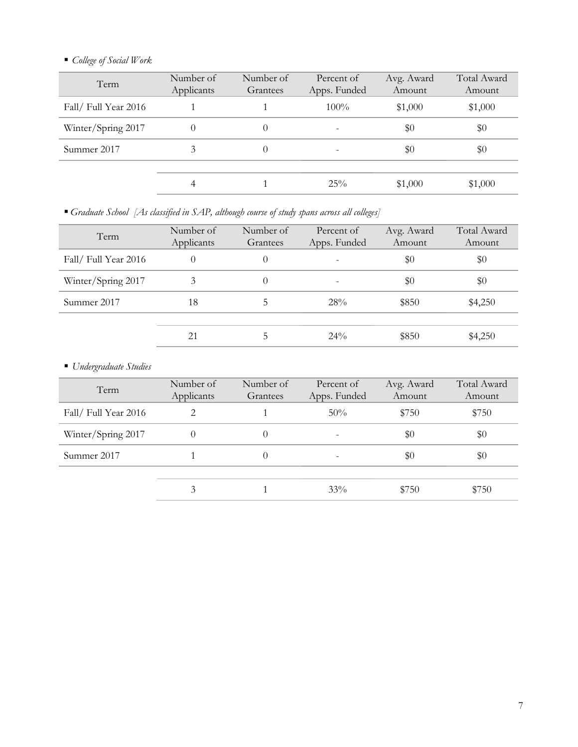- *College of Social Work*

| Term | Number of Applicants | Number of Grantees | Percent of Apps. Funded | Avg. Award Amount | Total Award Amount |
|---|---|---|---|---|---|
| Fall/ Full Year 2016 | 1 | 1 | 100% | $1,000 | $1,000 |
| Winter/Spring 2017 | 0 | 0 | - | $0 | $0 |
| Summer 2017 | 3 | 0 | - | $0 | $0 |
| | 4 | 1 | 25% | $1,000 | $1,000 |

- *Graduate School [As classified in SAP, although course of study spans across all colleges]*

| Term | Number of Applicants | Number of Grantees | Percent of Apps. Funded | Avg. Award Amount | Total Award Amount |
|---|---|---|---|---|---|
| Fall/ Full Year 2016 | 0 | 0 | - | $0 | $0 |
| Winter/Spring 2017 | 3 | 0 | - | $0 | $0 |
| Summer 2017 | 18 | 5 | 28% | $850 | $4,250 |
| | 21 | 5 | 24% | $850 | $4,250 |

- *Undergraduate Studies*

| Term | Number of Applicants | Number of Grantees | Percent of Apps. Funded | Avg. Award Amount | Total Award Amount |
|---|---|---|---|---|---|
| Fall/ Full Year 2016 | 2 | 1 | 50% | $750 | $750 |
| Winter/Spring 2017 | 0 | 0 | - | $0 | $0 |
| Summer 2017 | 1 | 0 | - | $0 | $0 |
| | 3 | 1 | 33% | $750 | $750 |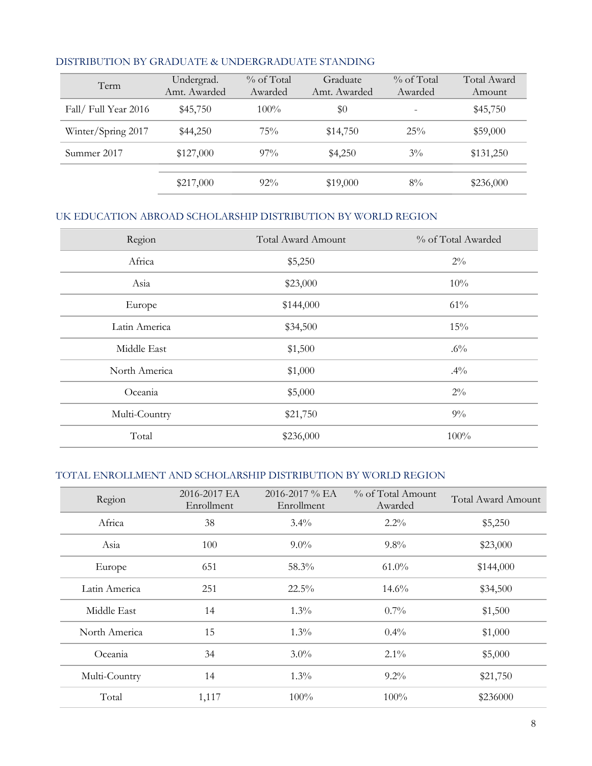### DISTRIBUTION BY GRADUATE & UNDERGRADUATE STANDING

| Term | Undergrad. Amt. Awarded | % of Total Awarded | Graduate Amt. Awarded | % of Total Awarded | Total Award Amount |
|---|---|---|---|---|---|
| Fall/ Full Year 2016 | $45,750 | 100% | $0 | - | $45,750 |
| Winter/Spring 2017 | $44,250 | 75% | $14,750 | 25% | $59,000 |
| Summer 2017 | $127,000 | 97% | $4,250 | 3% | $131,250 |
| | $217,000 | 92% | $19,000 | 8% | $236,000 |

### UK EDUCATION ABROAD SCHOLARSHIP DISTRIBUTION BY WORLD REGION

| Region | Total Award Amount | % of Total Awarded |
|---|---|---|
| Africa | $5,250 | 2% |
| Asia | $23,000 | 10% |
| Europe | $144,000 | 61% |
| Latin America | $34,500 | 15% |
| Middle East | $1,500 | .6% |
| North America | $1,000 | .4% |
| Oceania | $5,000 | 2% |
| Multi-Country | $21,750 | 9% |
| Total | $236,000 | 100% |

### TOTAL ENROLLMENT AND SCHOLARSHIP DISTRIBUTION BY WORLD REGION

| Region | 2016-2017 EA Enrollment | 2016-2017 % EA Enrollment | % of Total Amount Awarded | Total Award Amount |
|---|---|---|---|---|
| Africa | 38 | 3.4% | 2.2% | $5,250 |
| Asia | 100 | 9.0% | 9.8% | $23,000 |
| Europe | 651 | 58.3% | 61.0% | $144,000 |
| Latin America | 251 | 22.5% | 14.6% | $34,500 |
| Middle East | 14 | 1.3% | 0.7% | $1,500 |
| North America | 15 | 1.3% | 0.4% | $1,000 |
| Oceania | 34 | 3.0% | 2.1% | $5,000 |
| Multi-Country | 14 | 1.3% | 9.2% | $21,750 |
| Total | 1,117 | 100% | 100% | $236000 |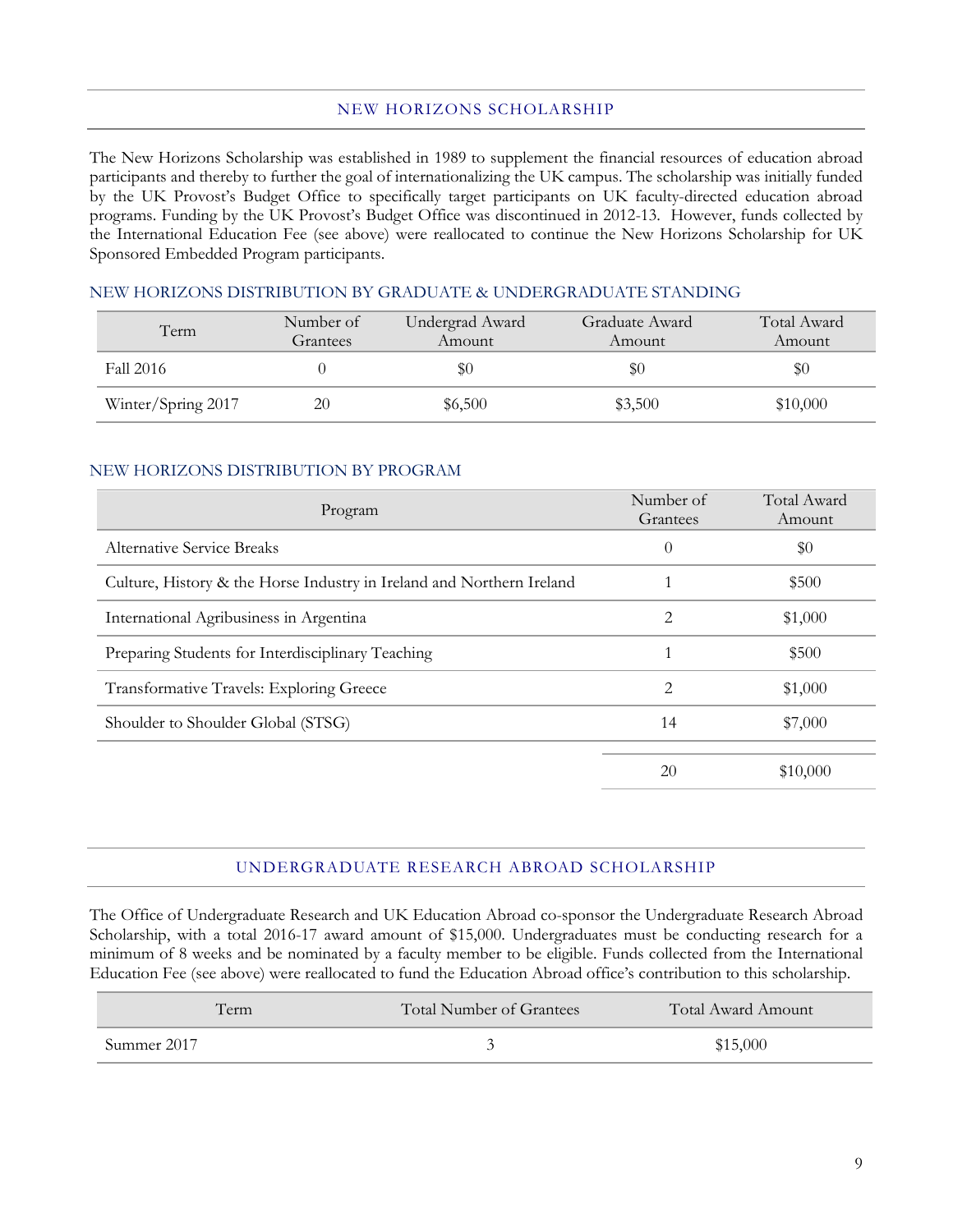## NEW HORIZONS SCHOLARSHIP

The New Horizons Scholarship was established in 1989 to supplement the financial resources of education abroad participants and thereby to further the goal of internationalizing the UK campus. The scholarship was initially funded by the UK Provost's Budget Office to specifically target participants on UK faculty-directed education abroad programs. Funding by the UK Provost's Budget Office was discontinued in 2012-13. However, funds collected by the International Education Fee (see above) were reallocated to continue the New Horizons Scholarship for UK Sponsored Embedded Program participants.

### NEW HORIZONS DISTRIBUTION BY GRADUATE & UNDERGRADUATE STANDING

| Term | Number of Grantees | Undergrad Award Amount | Graduate Award Amount | Total Award Amount |
|---|---|---|---|---|
| Fall 2016 | 0 | $0 | $0 | $0 |
| Winter/Spring 2017 | 20 | $6,500 | $3,500 | $10,000 |

### NEW HORIZONS DISTRIBUTION BY PROGRAM

| Program | Number of Grantees | Total Award Amount |
|---|---|---|
| Alternative Service Breaks | 0 | $0 |
| Culture, History & the Horse Industry in Ireland and Northern Ireland | 1 | $500 |
| International Agribusiness in Argentina | 2 | $1,000 |
| Preparing Students for Interdisciplinary Teaching | 1 | $500 |
| Transformative Travels: Exploring Greece | 2 | $1,000 |
| Shoulder to Shoulder Global (STSG) | 14 | $7,000 |
| | 20 | $10,000 |

## UNDERGRADUATE RESEARCH ABROAD SCHOLARSHIP

The Office of Undergraduate Research and UK Education Abroad co-sponsor the Undergraduate Research Abroad Scholarship, with a total 2016-17 award amount of $15,000. Undergraduates must be conducting research for a minimum of 8 weeks and be nominated by a faculty member to be eligible. Funds collected from the International Education Fee (see above) were reallocated to fund the Education Abroad office's contribution to this scholarship.

| Term | Total Number of Grantees | Total Award Amount |
|---|---|---|
| Summer 2017 | 3 | $15,000 |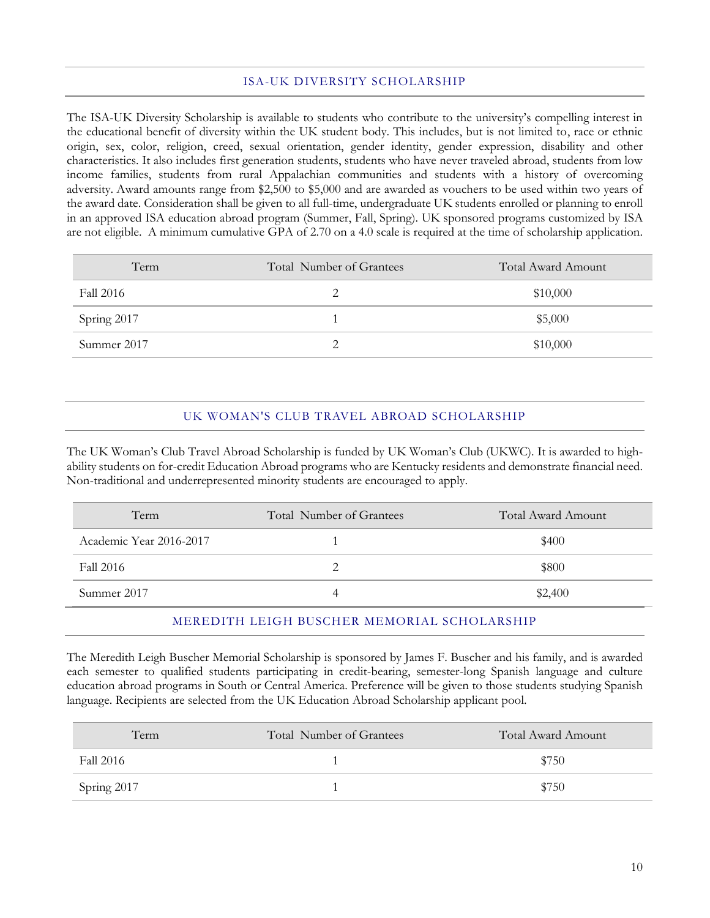## ISA-UK DIVERSITY SCHOLARSHIP

The ISA-UK Diversity Scholarship is available to students who contribute to the university's compelling interest in the educational benefit of diversity within the UK student body. This includes, but is not limited to, race or ethnic origin, sex, color, religion, creed, sexual orientation, gender identity, gender expression, disability and other characteristics. It also includes first generation students, students who have never traveled abroad, students from low income families, students from rural Appalachian communities and students with a history of overcoming adversity. Award amounts range from $2,500 to $5,000 and are awarded as vouchers to be used within two years of the award date. Consideration shall be given to all full-time, undergraduate UK students enrolled or planning to enroll in an approved ISA education abroad program (Summer, Fall, Spring). UK sponsored programs customized by ISA are not eligible. A minimum cumulative GPA of 2.70 on a 4.0 scale is required at the time of scholarship application.

| Term | Total Number of Grantees | Total Award Amount |
| --- | --- | --- |
| Fall 2016 | 2 | $10,000 |
| Spring 2017 | 1 | $5,000 |
| Summer 2017 | 2 | $10,000 |

## UK WOMAN'S CLUB TRAVEL ABROAD SCHOLARSHIP

The UK Woman's Club Travel Abroad Scholarship is funded by UK Woman's Club (UKWC). It is awarded to high-ability students on for-credit Education Abroad programs who are Kentucky residents and demonstrate financial need. Non-traditional and underrepresented minority students are encouraged to apply.

| Term | Total Number of Grantees | Total Award Amount |
| --- | --- | --- |
| Academic Year 2016-2017 | 1 | $400 |
| Fall 2016 | 2 | $800 |
| Summer 2017 | 4 | $2,400 |

## MEREDITH LEIGH BUSCHER MEMORIAL SCHOLARSHIP

The Meredith Leigh Buscher Memorial Scholarship is sponsored by James F. Buscher and his family, and is awarded each semester to qualified students participating in credit-bearing, semester-long Spanish language and culture education abroad programs in South or Central America. Preference will be given to those students studying Spanish language. Recipients are selected from the UK Education Abroad Scholarship applicant pool.

| Term | Total Number of Grantees | Total Award Amount |
| --- | --- | --- |
| Fall 2016 | 1 | $750 |
| Spring 2017 | 1 | $750 |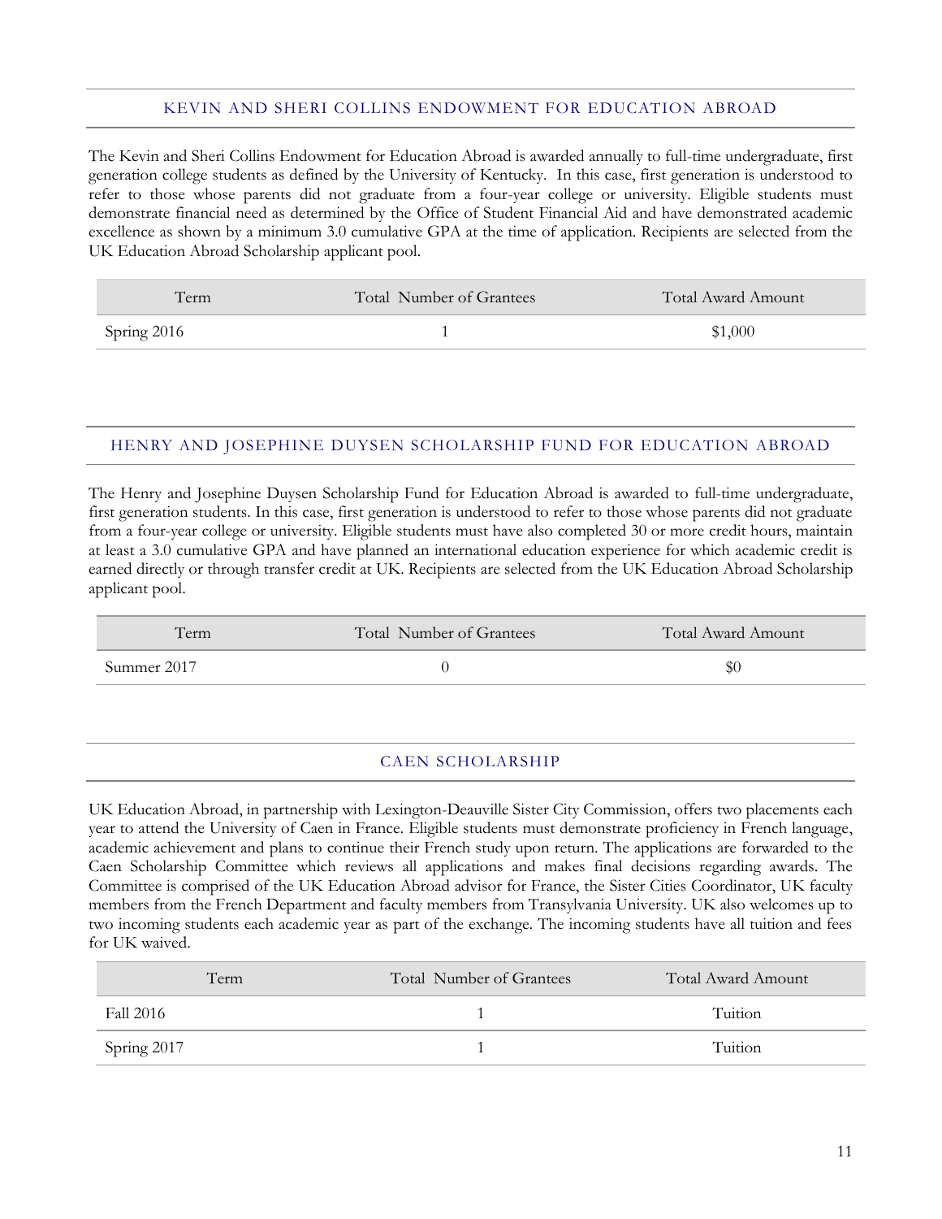## KEVIN AND SHERI COLLINS ENDOWMENT FOR EDUCATION ABROAD

The Kevin and Sheri Collins Endowment for Education Abroad is awarded annually to full-time undergraduate, first generation college students as defined by the University of Kentucky. In this case, first generation is understood to refer to those whose parents did not graduate from a four-year college or university. Eligible students must demonstrate financial need as determined by the Office of Student Financial Aid and have demonstrated academic excellence as shown by a minimum 3.0 cumulative GPA at the time of application. Recipients are selected from the UK Education Abroad Scholarship applicant pool.

| Term | Total Number of Grantees | Total Award Amount |
|---|---|---|
| Spring 2016 | 1 | $1,000 |

## HENRY AND JOSEPHINE DUYSEN SCHOLARSHIP FUND FOR EDUCATION ABROAD

The Henry and Josephine Duysen Scholarship Fund for Education Abroad is awarded to full-time undergraduate, first generation students. In this case, first generation is understood to refer to those whose parents did not graduate from a four-year college or university. Eligible students must have also completed 30 or more credit hours, maintain at least a 3.0 cumulative GPA and have planned an international education experience for which academic credit is earned directly or through transfer credit at UK. Recipients are selected from the UK Education Abroad Scholarship applicant pool.

| Term | Total Number of Grantees | Total Award Amount |
|---|---|---|
| Summer 2017 | 0 | $0 |

## CAEN SCHOLARSHIP

UK Education Abroad, in partnership with Lexington-Deauville Sister City Commission, offers two placements each year to attend the University of Caen in France. Eligible students must demonstrate proficiency in French language, academic achievement and plans to continue their French study upon return. The applications are forwarded to the Caen Scholarship Committee which reviews all applications and makes final decisions regarding awards. The Committee is comprised of the UK Education Abroad advisor for France, the Sister Cities Coordinator, UK faculty members from the French Department and faculty members from Transylvania University. UK also welcomes up to two incoming students each academic year as part of the exchange. The incoming students have all tuition and fees for UK waived.

| Term | Total Number of Grantees | Total Award Amount |
|---|---|---|
| Fall 2016 | 1 | Tuition |
| Spring 2017 | 1 | Tuition |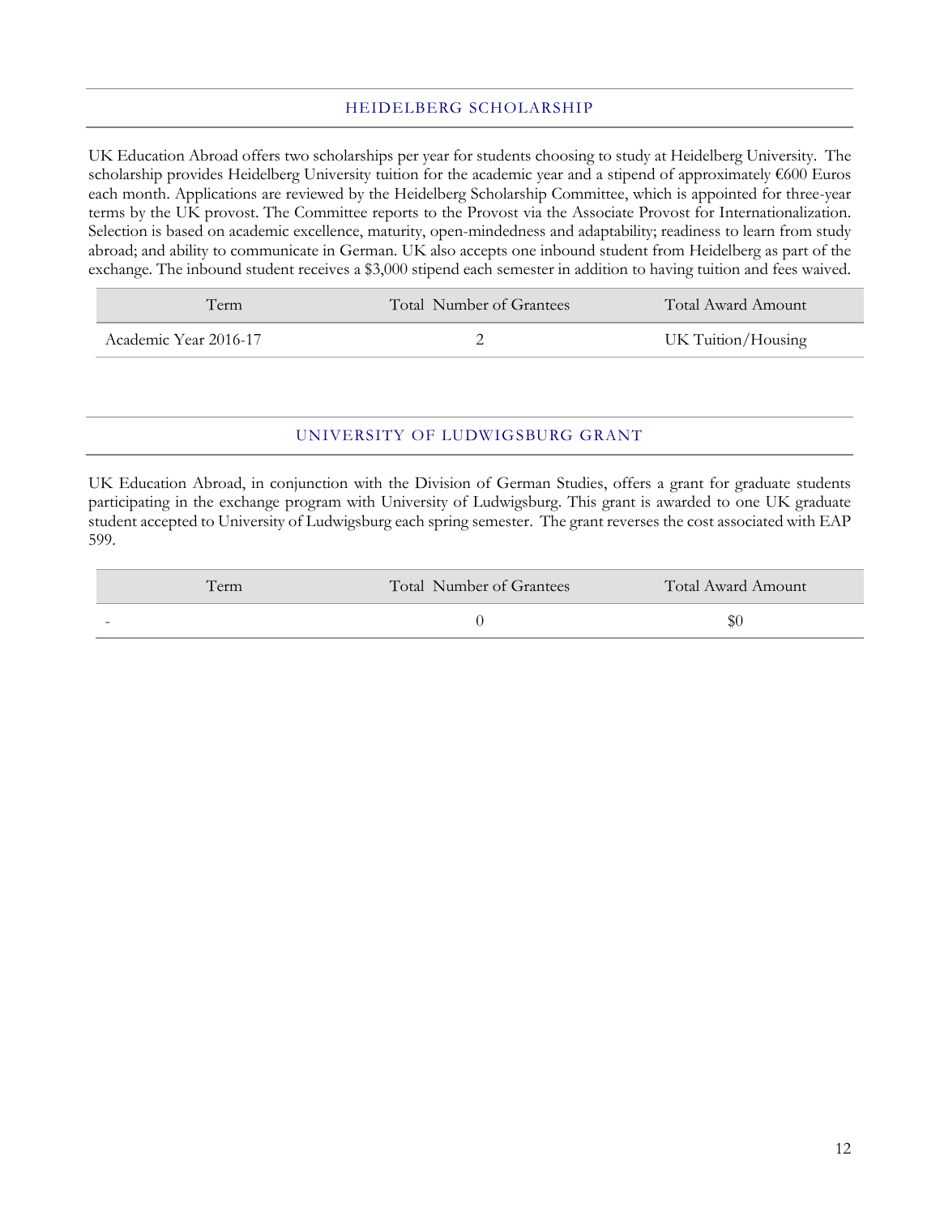## HEIDELBERG SCHOLARSHIP

UK Education Abroad offers two scholarships per year for students choosing to study at Heidelberg University. The scholarship provides Heidelberg University tuition for the academic year and a stipend of approximately €600 Euros each month. Applications are reviewed by the Heidelberg Scholarship Committee, which is appointed for three-year terms by the UK provost. The Committee reports to the Provost via the Associate Provost for Internationalization. Selection is based on academic excellence, maturity, open-mindedness and adaptability; readiness to learn from study abroad; and ability to communicate in German. UK also accepts one inbound student from Heidelberg as part of the exchange. The inbound student receives a $3,000 stipend each semester in addition to having tuition and fees waived.

| Term | Total Number of Grantees | Total Award Amount |
| --- | --- | --- |
| Academic Year 2016-17 | 2 | UK Tuition/Housing |

## UNIVERSITY OF LUDWIGSBURG GRANT

UK Education Abroad, in conjunction with the Division of German Studies, offers a grant for graduate students participating in the exchange program with University of Ludwigsburg. This grant is awarded to one UK graduate student accepted to University of Ludwigsburg each spring semester. The grant reverses the cost associated with EAP 599.

| Term | Total Number of Grantees | Total Award Amount |
| --- | --- | --- |
| - | 0 | $0 |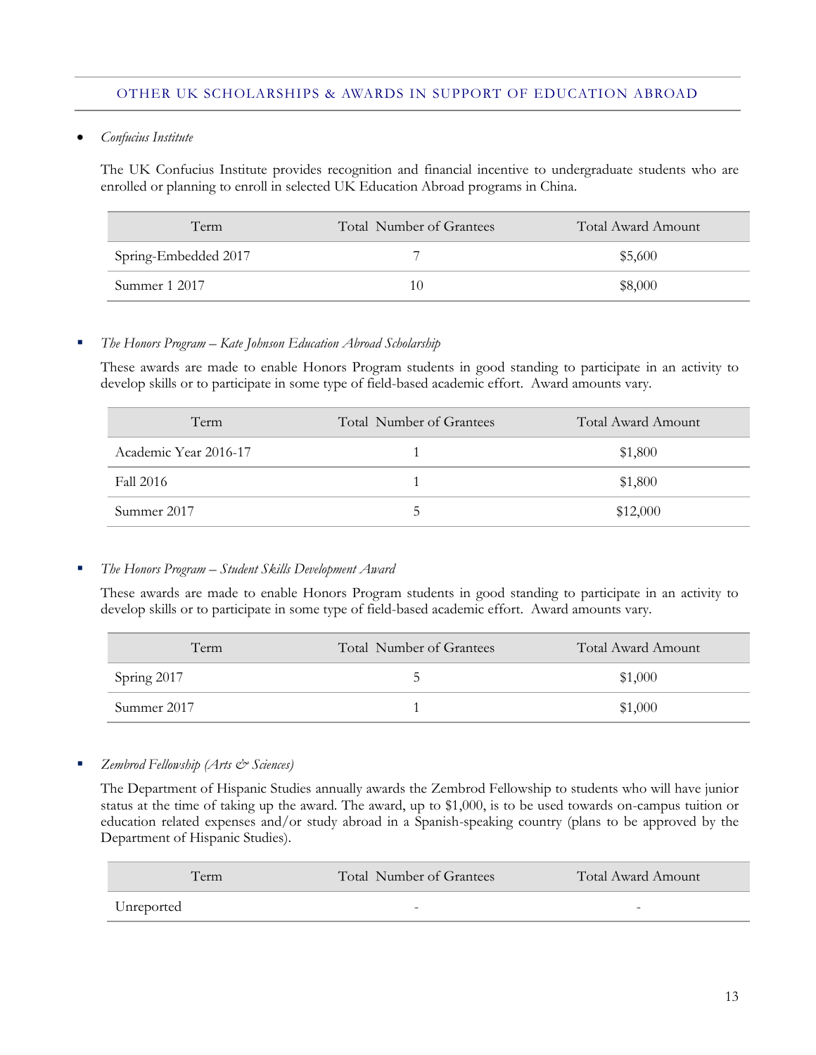## OTHER UK SCHOLARSHIPS & AWARDS IN SUPPORT OF EDUCATION ABROAD

- *Confucius Institute*

The UK Confucius Institute provides recognition and financial incentive to undergraduate students who are enrolled or planning to enroll in selected UK Education Abroad programs in China.

| Term | Total Number of Grantees | Total Award Amount |
|---|---|---|
| Spring-Embedded 2017 | 7 | $5,600 |
| Summer 1 2017 | 10 | $8,000 |

- *The Honors Program – Kate Johnson Education Abroad Scholarship*

These awards are made to enable Honors Program students in good standing to participate in an activity to develop skills or to participate in some type of field-based academic effort. Award amounts vary.

| Term | Total Number of Grantees | Total Award Amount |
|---|---|---|
| Academic Year 2016-17 | 1 | $1,800 |
| Fall 2016 | 1 | $1,800 |
| Summer 2017 | 5 | $12,000 |

- *The Honors Program – Student Skills Development Award*

These awards are made to enable Honors Program students in good standing to participate in an activity to develop skills or to participate in some type of field-based academic effort. Award amounts vary.

| Term | Total Number of Grantees | Total Award Amount |
|---|---|---|
| Spring 2017 | 5 | $1,000 |
| Summer 2017 | 1 | $1,000 |

- *Zembrod Fellowship (Arts & Sciences)*

The Department of Hispanic Studies annually awards the Zembrod Fellowship to students who will have junior status at the time of taking up the award. The award, up to $1,000, is to be used towards on-campus tuition or education related expenses and/or study abroad in a Spanish-speaking country (plans to be approved by the Department of Hispanic Studies).

| Term | Total Number of Grantees | Total Award Amount |
|---|---|---|
| Unreported | - | - |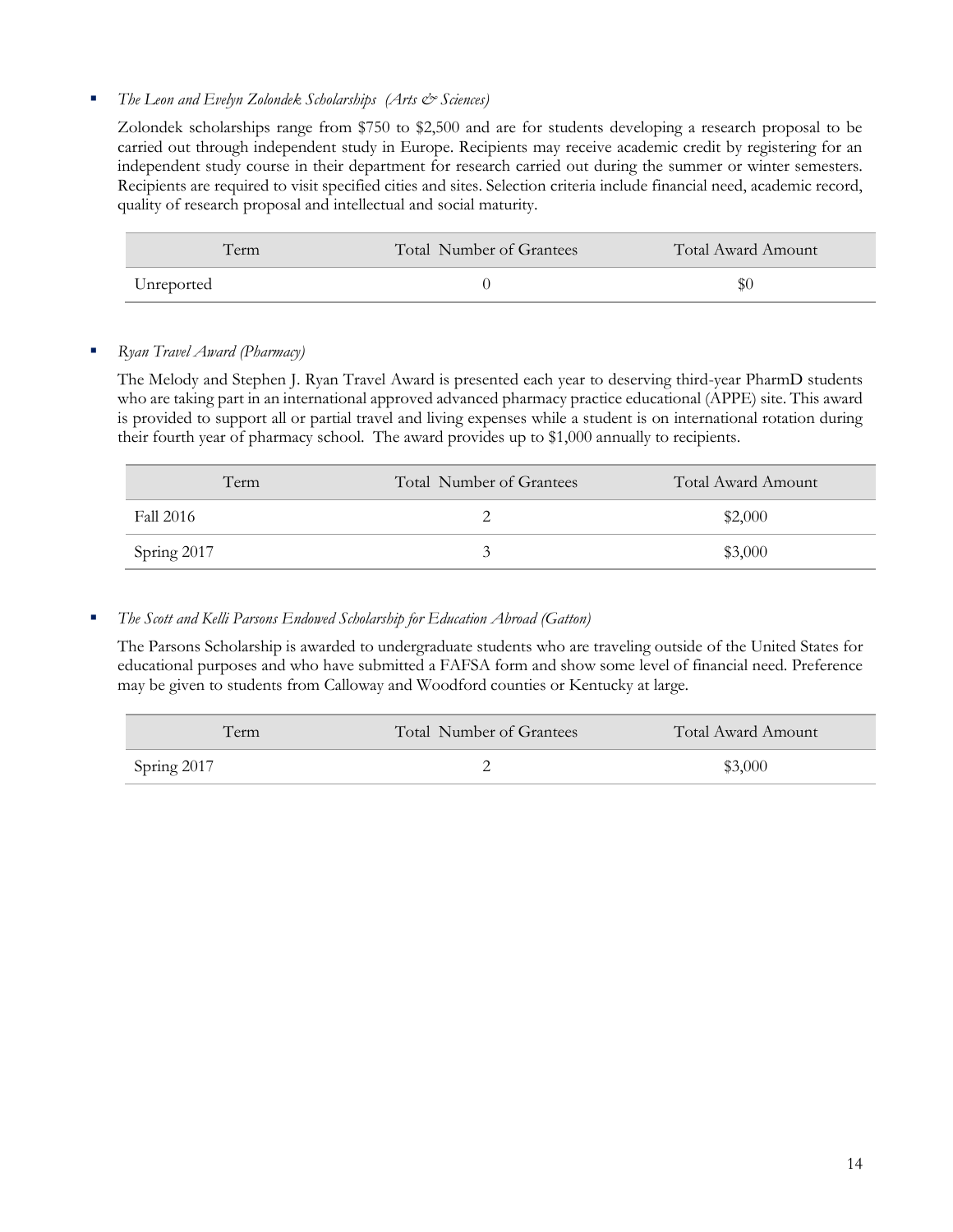- *The Leon and Evelyn Zolondek Scholarships (Arts & Sciences)*

  Zolondek scholarships range from $750 to $2,500 and are for students developing a research proposal to be carried out through independent study in Europe. Recipients may receive academic credit by registering for an independent study course in their department for research carried out during the summer or winter semesters. Recipients are required to visit specified cities and sites. Selection criteria include financial need, academic record, quality of research proposal and intellectual and social maturity.

| Term | Total Number of Grantees | Total Award Amount |
|---|---|---|
| Unreported | 0 | $0 |

- *Ryan Travel Award (Pharmacy)*

  The Melody and Stephen J. Ryan Travel Award is presented each year to deserving third-year PharmD students who are taking part in an international approved advanced pharmacy practice educational (APPE) site. This award is provided to support all or partial travel and living expenses while a student is on international rotation during their fourth year of pharmacy school. The award provides up to $1,000 annually to recipients.

| Term | Total Number of Grantees | Total Award Amount |
|---|---|---|
| Fall 2016 | 2 | $2,000 |
| Spring 2017 | 3 | $3,000 |

- *The Scott and Kelli Parsons Endowed Scholarship for Education Abroad (Gatton)*

  The Parsons Scholarship is awarded to undergraduate students who are traveling outside of the United States for educational purposes and who have submitted a FAFSA form and show some level of financial need. Preference may be given to students from Calloway and Woodford counties or Kentucky at large.

| Term | Total Number of Grantees | Total Award Amount |
|---|---|---|
| Spring 2017 | 2 | $3,000 |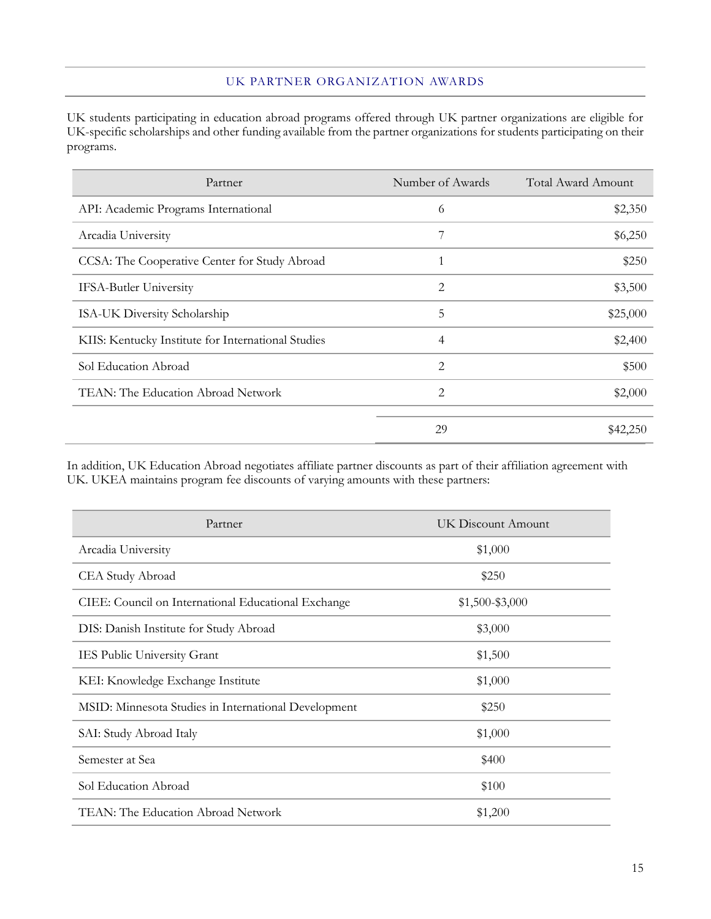## UK PARTNER ORGANIZATION AWARDS

UK students participating in education abroad programs offered through UK partner organizations are eligible for UK-specific scholarships and other funding available from the partner organizations for students participating on their programs.

| Partner | Number of Awards | Total Award Amount |
|---|---|---|
| API: Academic Programs International | 6 | $2,350 |
| Arcadia University | 7 | $6,250 |
| CCSA: The Cooperative Center for Study Abroad | 1 | $250 |
| IFSA-Butler University | 2 | $3,500 |
| ISA-UK Diversity Scholarship | 5 | $25,000 |
| KIIS: Kentucky Institute for International Studies | 4 | $2,400 |
| Sol Education Abroad | 2 | $500 |
| TEAN: The Education Abroad Network | 2 | $2,000 |
| | 29 | $42,250 |

In addition, UK Education Abroad negotiates affiliate partner discounts as part of their affiliation agreement with UK. UKEA maintains program fee discounts of varying amounts with these partners:

| Partner | UK Discount Amount |
|---|---|
| Arcadia University | $1,000 |
| CEA Study Abroad | $250 |
| CIEE: Council on International Educational Exchange | $1,500-$3,000 |
| DIS: Danish Institute for Study Abroad | $3,000 |
| IES Public University Grant | $1,500 |
| KEI: Knowledge Exchange Institute | $1,000 |
| MSID: Minnesota Studies in International Development | $250 |
| SAI: Study Abroad Italy | $1,000 |
| Semester at Sea | $400 |
| Sol Education Abroad | $100 |
| TEAN: The Education Abroad Network | $1,200 |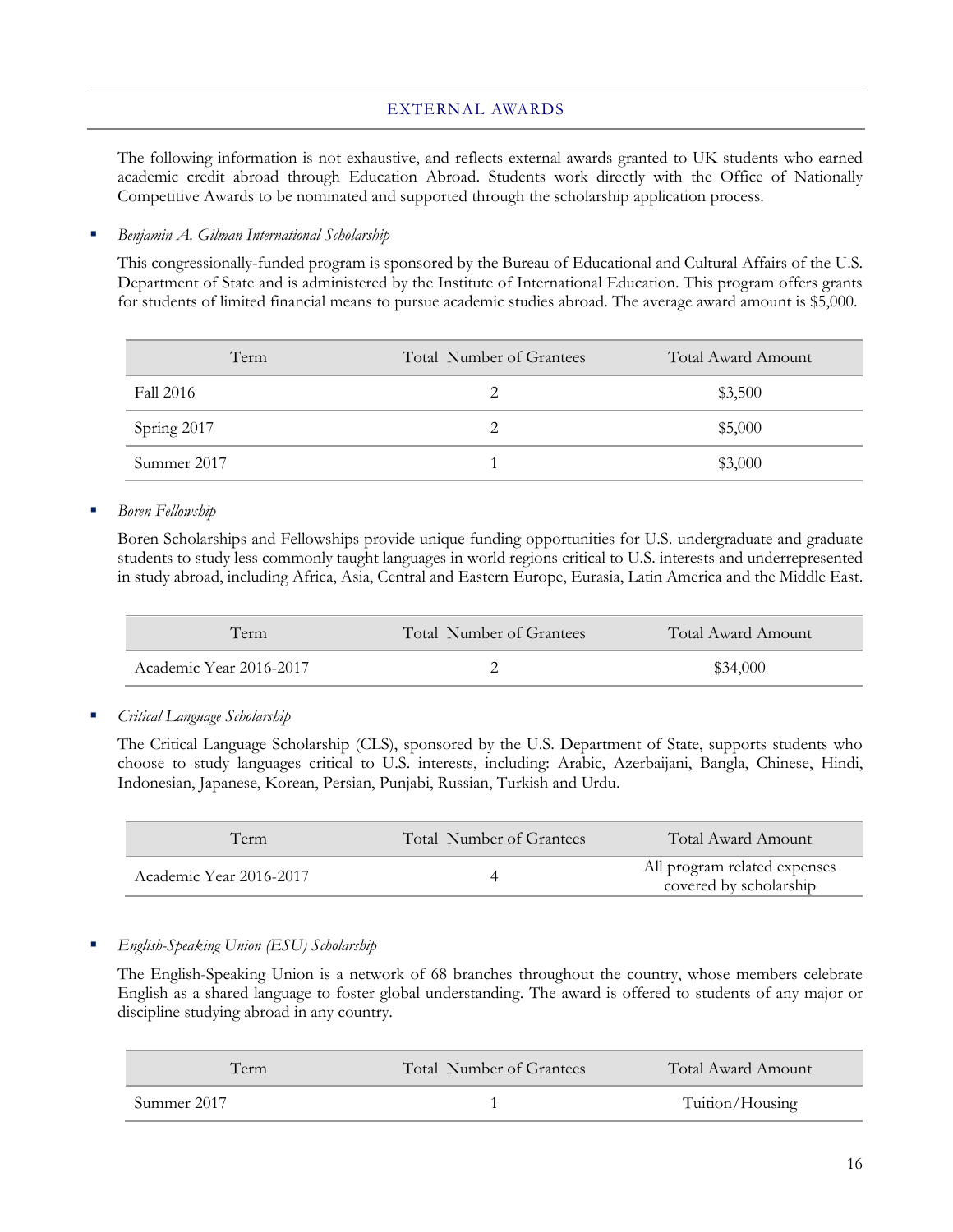## EXTERNAL AWARDS

The following information is not exhaustive, and reflects external awards granted to UK students who earned academic credit abroad through Education Abroad. Students work directly with the Office of Nationally Competitive Awards to be nominated and supported through the scholarship application process.

- *Benjamin A. Gilman International Scholarship*

  This congressionally-funded program is sponsored by the Bureau of Educational and Cultural Affairs of the U.S. Department of State and is administered by the Institute of International Education. This program offers grants for students of limited financial means to pursue academic studies abroad. The average award amount is $5,000.

| Term | Total Number of Grantees | Total Award Amount |
|---|---|---|
| Fall 2016 | 2 | $3,500 |
| Spring 2017 | 2 | $5,000 |
| Summer 2017 | 1 | $3,000 |

- *Boren Fellowship*

  Boren Scholarships and Fellowships provide unique funding opportunities for U.S. undergraduate and graduate students to study less commonly taught languages in world regions critical to U.S. interests and underrepresented in study abroad, including Africa, Asia, Central and Eastern Europe, Eurasia, Latin America and the Middle East.

| Term | Total Number of Grantees | Total Award Amount |
|---|---|---|
| Academic Year 2016-2017 | 2 | $34,000 |

- *Critical Language Scholarship*

  The Critical Language Scholarship (CLS), sponsored by the U.S. Department of State, supports students who choose to study languages critical to U.S. interests, including: Arabic, Azerbaijani, Bangla, Chinese, Hindi, Indonesian, Japanese, Korean, Persian, Punjabi, Russian, Turkish and Urdu.

| Term | Total Number of Grantees | Total Award Amount |
|---|---|---|
| Academic Year 2016-2017 | 4 | All program related expenses covered by scholarship |

- *English-Speaking Union (ESU) Scholarship*

  The English-Speaking Union is a network of 68 branches throughout the country, whose members celebrate English as a shared language to foster global understanding. The award is offered to students of any major or discipline studying abroad in any country.

| Term | Total Number of Grantees | Total Award Amount |
|---|---|---|
| Summer 2017 | 1 | Tuition/Housing |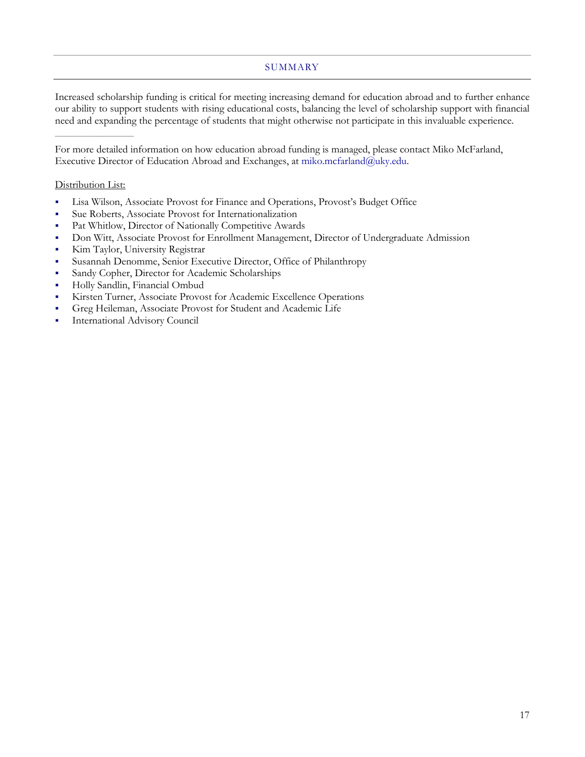## SUMMARY

Increased scholarship funding is critical for meeting increasing demand for education abroad and to further enhance our ability to support students with rising educational costs, balancing the level of scholarship support with financial need and expanding the percentage of students that might otherwise not participate in this invaluable experience.

---

For more detailed information on how education abroad funding is managed, please contact Miko McFarland, Executive Director of Education Abroad and Exchanges, at miko.mcfarland@uky.edu.

Distribution List:

- Lisa Wilson, Associate Provost for Finance and Operations, Provost's Budget Office
- Sue Roberts, Associate Provost for Internationalization
- Pat Whitlow, Director of Nationally Competitive Awards
- Don Witt, Associate Provost for Enrollment Management, Director of Undergraduate Admission
- Kim Taylor, University Registrar
- Susannah Denomme, Senior Executive Director, Office of Philanthropy
- Sandy Copher, Director for Academic Scholarships
- Holly Sandlin, Financial Ombud
- Kirsten Turner, Associate Provost for Academic Excellence Operations
- Greg Heileman, Associate Provost for Student and Academic Life
- International Advisory Council